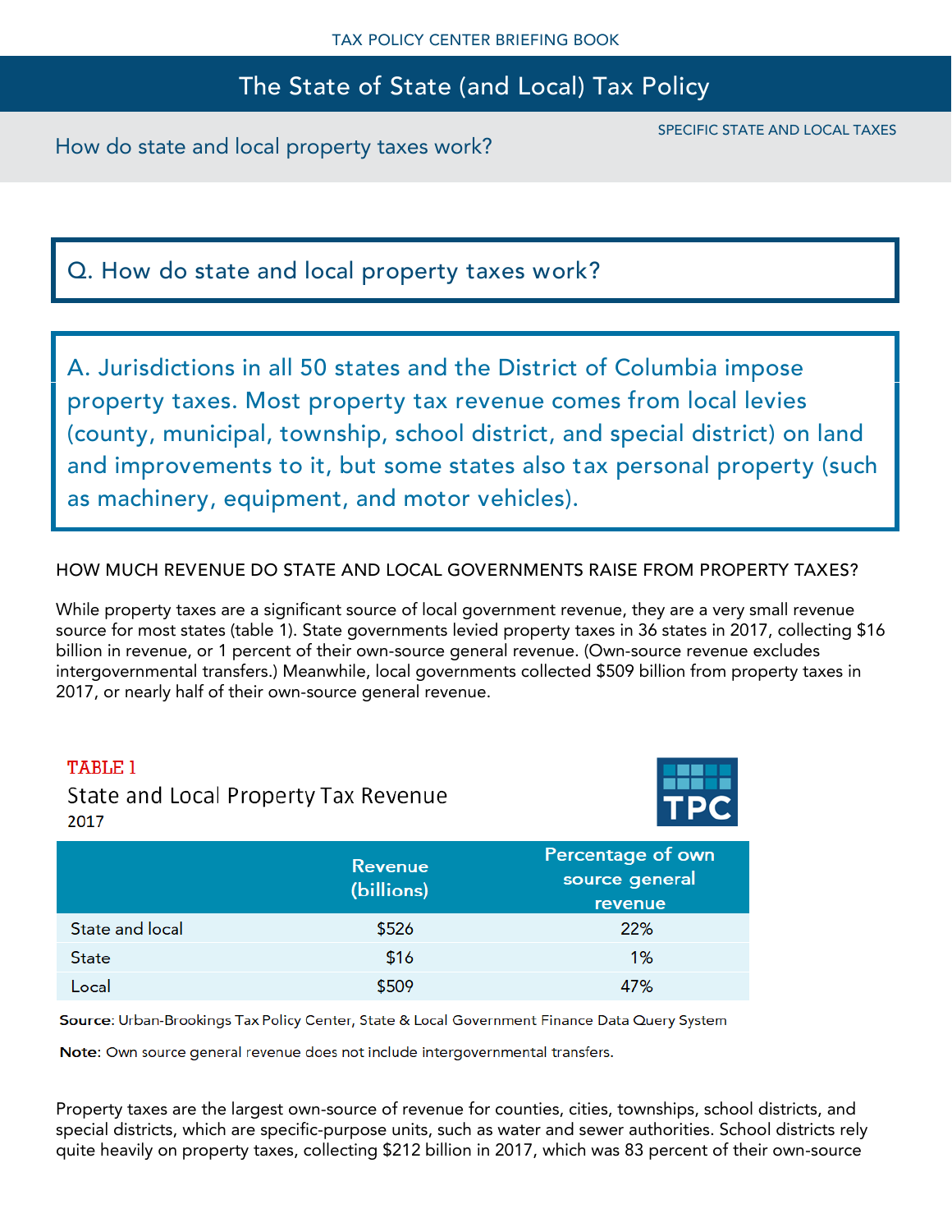TAX POLICY CENTER BRIEFING BOOK

# The State of State (and Local) Tax Policy

SPECIFIC STATE AND LOCAL TAXES

## How do state and local property taxes work?

**Q. How do state and local property taxes work?**

**A. Jurisdictions in all 50 states and the District of Columbia impose property taxes. Most property tax revenue comes from local levies (county, municipal, township, school district, and special district) on land and improvements to it, but some states also tax personal property (such as machinery, equipment, and motor vehicles).**

### HOW MUCH REVENUE DO STATE AND LOCAL GOVERNMENTS RAISE FROM PROPERTY TAXES?

While property taxes are a significant source of local government revenue, they are a very small revenue source for most states (table 1). State governments levied property taxes in 36 states in 2017, collecting $16 billion in revenue, or 1 percent of their own-source general revenue. (Own-source revenue excludes intergovernmental transfers.) Meanwhile, local governments collected $509 billion from property taxes in 2017, or nearly half of their own-source general revenue.

TABLE 1

State and Local Property Tax Revenue

2017

| | Revenue (billions) | Percentage of own source general revenue |
|---|---|---|
| State and local | $526 | 22% |
| State | $16 | 1% |
| Local | $509 | 47% |

**Source**: Urban-Brookings Tax Policy Center, State & Local Government Finance Data Query System

**Note**: Own source general revenue does not include intergovernmental transfers.

Property taxes are the largest own-source of revenue for counties, cities, townships, school districts, and special districts, which are specific-purpose units, such as water and sewer authorities. School districts rely quite heavily on property taxes, collecting $212 billion in 2017, which was 83 percent of their own-source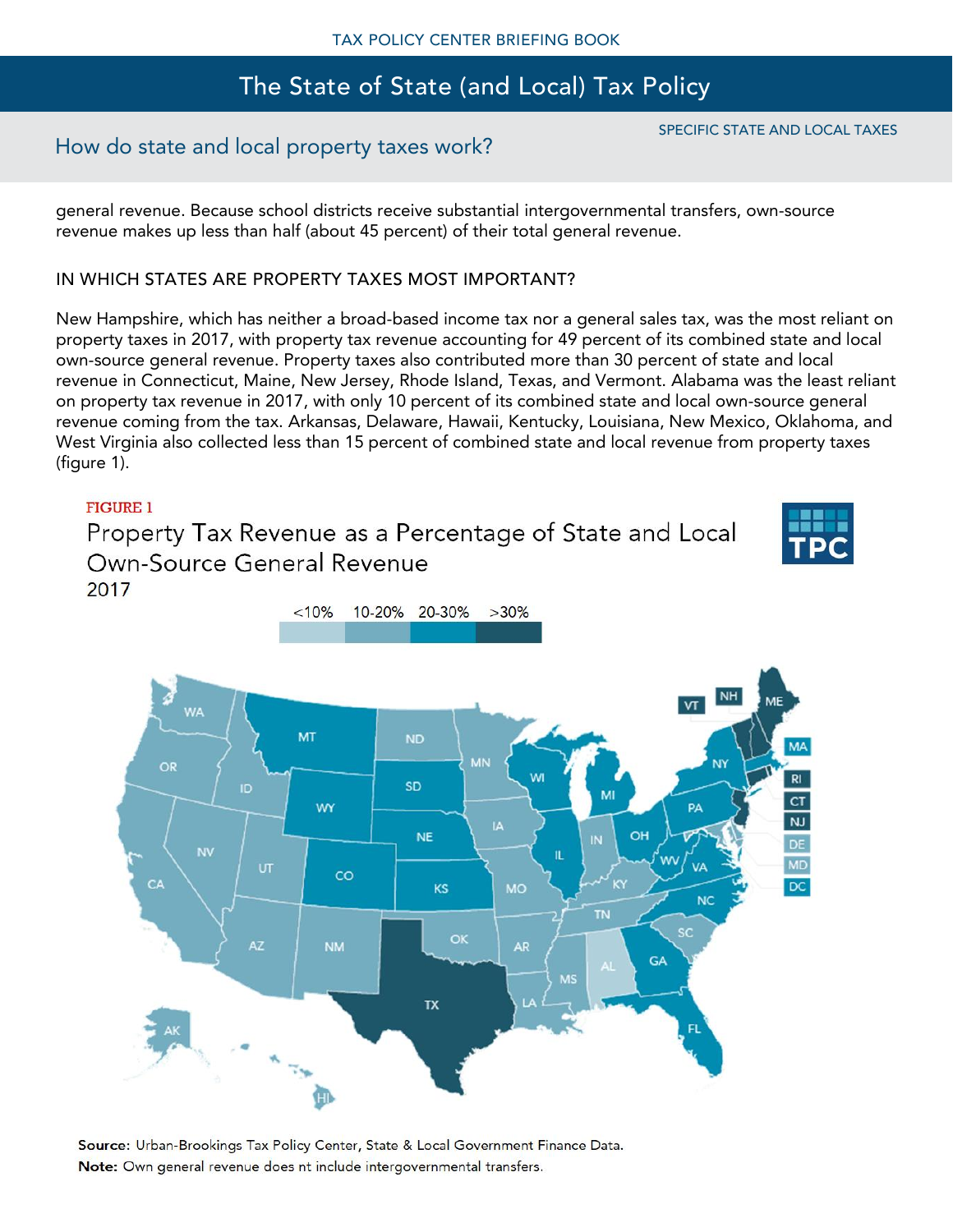general revenue. Because school districts receive substantial intergovernmental transfers, own-source revenue makes up less than half (about 45 percent) of their total general revenue.

### IN WHICH STATES ARE PROPERTY TAXES MOST IMPORTANT?

New Hampshire, which has neither a broad-based income tax nor a general sales tax, was the most reliant on property taxes in 2017, with property tax revenue accounting for 49 percent of its combined state and local own-source general revenue. Property taxes also contributed more than 30 percent of state and local revenue in Connecticut, Maine, New Jersey, Rhode Island, Texas, and Vermont. Alabama was the least reliant on property tax revenue in 2017, with only 10 percent of its combined state and local own-source general revenue coming from the tax. Arkansas, Delaware, Hawaii, Kentucky, Louisiana, New Mexico, Oklahoma, and West Virginia also collected less than 15 percent of combined state and local revenue from property taxes (figure 1).

FIGURE 1

Property Tax Revenue as a Percentage of State and Local Own-Source General Revenue

2017

**Source:** Urban-Brookings Tax Policy Center, State & Local Government Finance Data.

**Note:** Own general revenue does nt include intergovernmental transfers.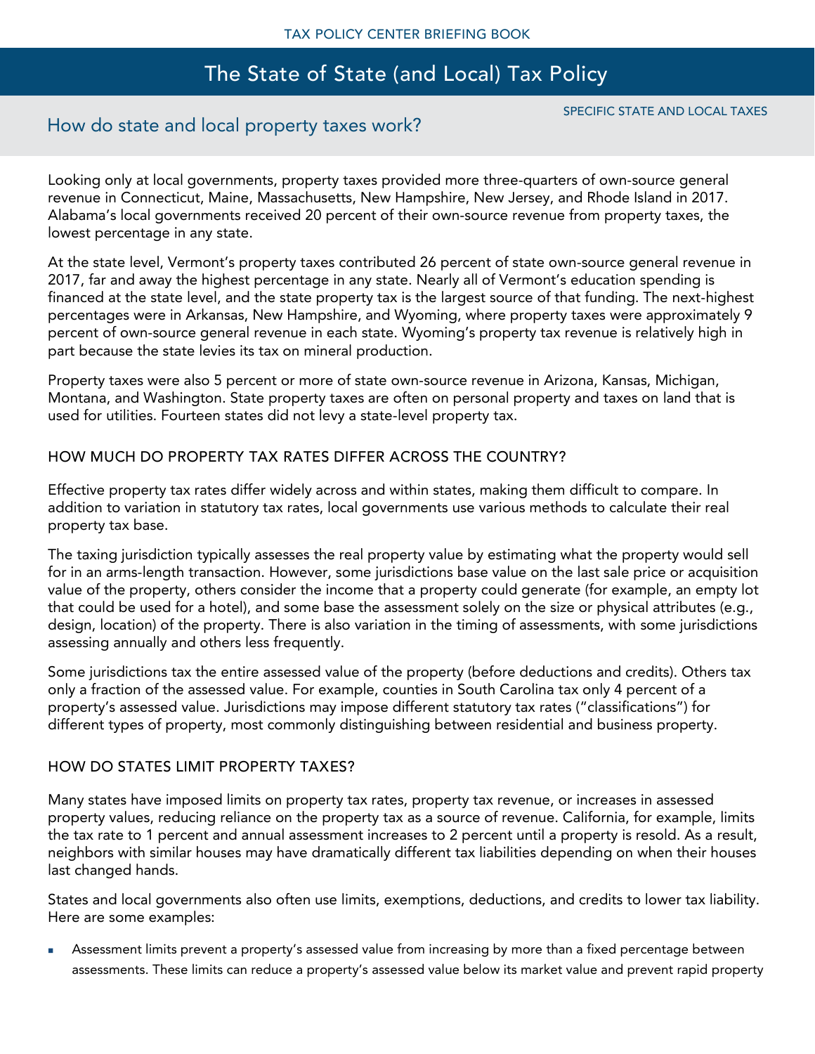Looking only at local governments, property taxes provided more three-quarters of own-source general revenue in Connecticut, Maine, Massachusetts, New Hampshire, New Jersey, and Rhode Island in 2017. Alabama's local governments received 20 percent of their own-source revenue from property taxes, the lowest percentage in any state.

At the state level, Vermont's property taxes contributed 26 percent of state own-source general revenue in 2017, far and away the highest percentage in any state. Nearly all of Vermont's education spending is financed at the state level, and the state property tax is the largest source of that funding. The next-highest percentages were in Arkansas, New Hampshire, and Wyoming, where property taxes were approximately 9 percent of own-source general revenue in each state. Wyoming's property tax revenue is relatively high in part because the state levies its tax on mineral production.

Property taxes were also 5 percent or more of state own-source revenue in Arizona, Kansas, Michigan, Montana, and Washington. State property taxes are often on personal property and taxes on land that is used for utilities. Fourteen states did not levy a state-level property tax.

### HOW MUCH DO PROPERTY TAX RATES DIFFER ACROSS THE COUNTRY?

Effective property tax rates differ widely across and within states, making them difficult to compare. In addition to variation in statutory tax rates, local governments use various methods to calculate their real property tax base.

The taxing jurisdiction typically assesses the real property value by estimating what the property would sell for in an arms-length transaction. However, some jurisdictions base value on the last sale price or acquisition value of the property, others consider the income that a property could generate (for example, an empty lot that could be used for a hotel), and some base the assessment solely on the size or physical attributes (e.g., design, location) of the property. There is also variation in the timing of assessments, with some jurisdictions assessing annually and others less frequently.

Some jurisdictions tax the entire assessed value of the property (before deductions and credits). Others tax only a fraction of the assessed value. For example, counties in South Carolina tax only 4 percent of a property's assessed value. Jurisdictions may impose different statutory tax rates ("classifications") for different types of property, most commonly distinguishing between residential and business property.

### HOW DO STATES LIMIT PROPERTY TAXES?

Many states have imposed limits on property tax rates, property tax revenue, or increases in assessed property values, reducing reliance on the property tax as a source of revenue. California, for example, limits the tax rate to 1 percent and annual assessment increases to 2 percent until a property is resold. As a result, neighbors with similar houses may have dramatically different tax liabilities depending on when their houses last changed hands.

States and local governments also often use limits, exemptions, deductions, and credits to lower tax liability. Here are some examples:

- Assessment limits prevent a property's assessed value from increasing by more than a fixed percentage between assessments. These limits can reduce a property's assessed value below its market value and prevent rapid property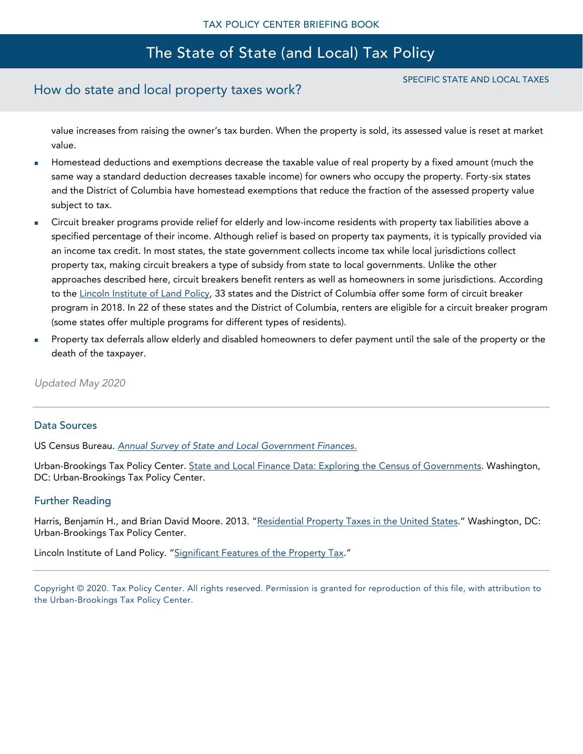value increases from raising the owner's tax burden. When the property is sold, its assessed value is reset at market value.

- Homestead deductions and exemptions decrease the taxable value of real property by a fixed amount (much the same way a standard deduction decreases taxable income) for owners who occupy the property. Forty-six states and the District of Columbia have homestead exemptions that reduce the fraction of the assessed property value subject to tax.
- Circuit breaker programs provide relief for elderly and low-income residents with property tax liabilities above a specified percentage of their income. Although relief is based on property tax payments, it is typically provided via an income tax credit. In most states, the state government collects income tax while local jurisdictions collect property tax, making circuit breakers a type of subsidy from state to local governments. Unlike the other approaches described here, circuit breakers benefit renters as well as homeowners in some jurisdictions. According to the Lincoln Institute of Land Policy, 33 states and the District of Columbia offer some form of circuit breaker program in 2018. In 22 of these states and the District of Columbia, renters are eligible for a circuit breaker program (some states offer multiple programs for different types of residents).
- Property tax deferrals allow elderly and disabled homeowners to defer payment until the sale of the property or the death of the taxpayer.

*Updated May 2020*

## Data Sources

US Census Bureau. *Annual Survey of State and Local Government Finances.*

Urban-Brookings Tax Policy Center. State and Local Finance Data: Exploring the Census of Governments. Washington, DC: Urban-Brookings Tax Policy Center.

## Further Reading

Harris, Benjamin H., and Brian David Moore. 2013. "Residential Property Taxes in the United States." Washington, DC: Urban-Brookings Tax Policy Center.

Lincoln Institute of Land Policy. "Significant Features of the Property Tax."

Copyright © 2020. Tax Policy Center. All rights reserved. Permission is granted for reproduction of this file, with attribution to the Urban-Brookings Tax Policy Center.